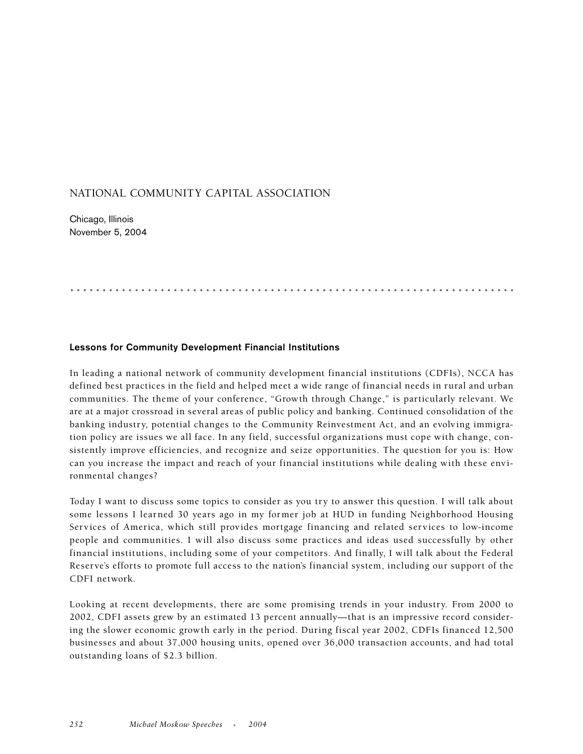# NATIONAL COMMUNITY CAPITAL ASSOCIATION

Chicago, Illinois
November 5, 2004

## Lessons for Community Development Financial Institutions

In leading a national network of community development financial institutions (CDFIs), NCCA has defined best practices in the field and helped meet a wide range of financial needs in rural and urban communities. The theme of your conference, "Growth through Change," is particularly relevant. We are at a major crossroad in several areas of public policy and banking. Continued consolidation of the banking industry, potential changes to the Community Reinvestment Act, and an evolving immigration policy are issues we all face. In any field, successful organizations must cope with change, consistently improve efficiencies, and recognize and seize opportunities. The question for you is: How can you increase the impact and reach of your financial institutions while dealing with these environmental changes?

Today I want to discuss some topics to consider as you try to answer this question. I will talk about some lessons I learned 30 years ago in my former job at HUD in funding Neighborhood Housing Services of America, which still provides mortgage financing and related services to low-income people and communities. I will also discuss some practices and ideas used successfully by other financial institutions, including some of your competitors. And finally, I will talk about the Federal Reserve's efforts to promote full access to the nation's financial system, including our support of the CDFI network.

Looking at recent developments, there are some promising trends in your industry. From 2000 to 2002, CDFI assets grew by an estimated 13 percent annually—that is an impressive record considering the slower economic growth early in the period. During fiscal year 2002, CDFIs financed 12,500 businesses and about 37,000 housing units, opened over 36,000 transaction accounts, and had total outstanding loans of $2.3 billion.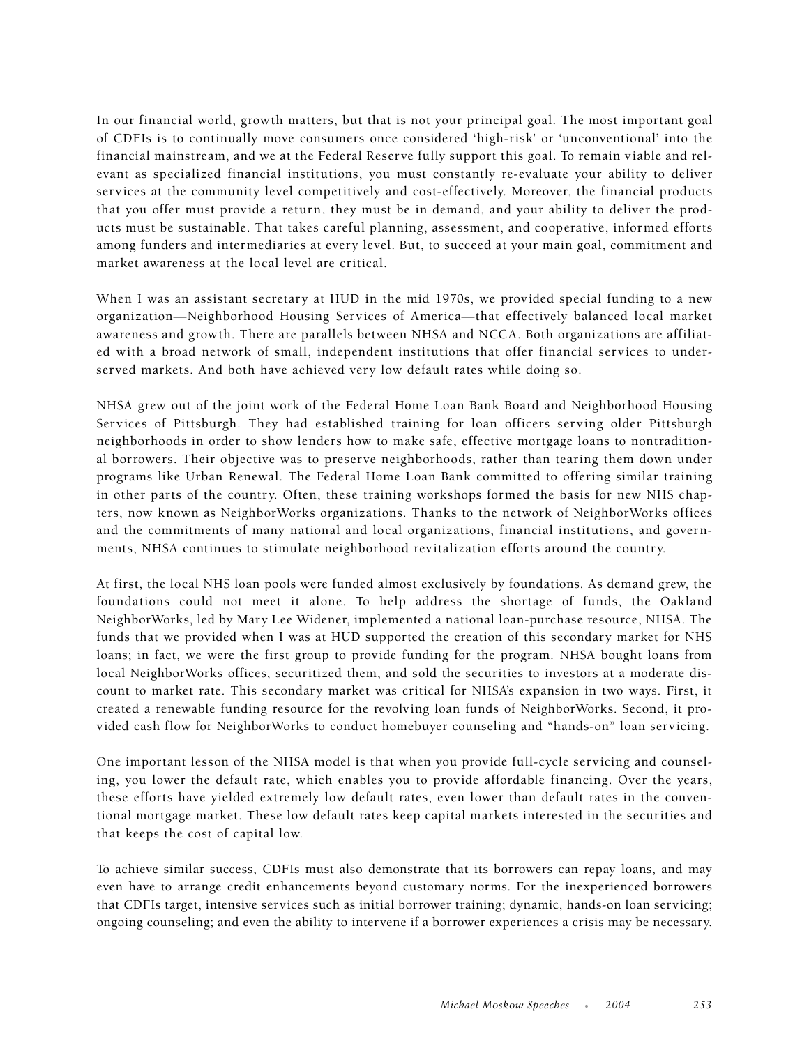In our financial world, growth matters, but that is not your principal goal. The most important goal of CDFIs is to continually move consumers once considered 'high-risk' or 'unconventional' into the financial mainstream, and we at the Federal Reserve fully support this goal. To remain viable and relevant as specialized financial institutions, you must constantly re-evaluate your ability to deliver services at the community level competitively and cost-effectively. Moreover, the financial products that you offer must provide a return, they must be in demand, and your ability to deliver the products must be sustainable. That takes careful planning, assessment, and cooperative, informed efforts among funders and intermediaries at every level. But, to succeed at your main goal, commitment and market awareness at the local level are critical.

When I was an assistant secretary at HUD in the mid 1970s, we provided special funding to a new organization—Neighborhood Housing Services of America—that effectively balanced local market awareness and growth. There are parallels between NHSA and NCCA. Both organizations are affiliated with a broad network of small, independent institutions that offer financial services to underserved markets. And both have achieved very low default rates while doing so.

NHSA grew out of the joint work of the Federal Home Loan Bank Board and Neighborhood Housing Services of Pittsburgh. They had established training for loan officers serving older Pittsburgh neighborhoods in order to show lenders how to make safe, effective mortgage loans to nontraditional borrowers. Their objective was to preserve neighborhoods, rather than tearing them down under programs like Urban Renewal. The Federal Home Loan Bank committed to offering similar training in other parts of the country. Often, these training workshops formed the basis for new NHS chapters, now known as NeighborWorks organizations. Thanks to the network of NeighborWorks offices and the commitments of many national and local organizations, financial institutions, and governments, NHSA continues to stimulate neighborhood revitalization efforts around the country.

At first, the local NHS loan pools were funded almost exclusively by foundations. As demand grew, the foundations could not meet it alone. To help address the shortage of funds, the Oakland NeighborWorks, led by Mary Lee Widener, implemented a national loan-purchase resource, NHSA. The funds that we provided when I was at HUD supported the creation of this secondary market for NHS loans; in fact, we were the first group to provide funding for the program. NHSA bought loans from local NeighborWorks offices, securitized them, and sold the securities to investors at a moderate discount to market rate. This secondary market was critical for NHSA's expansion in two ways. First, it created a renewable funding resource for the revolving loan funds of NeighborWorks. Second, it provided cash flow for NeighborWorks to conduct homebuyer counseling and "hands-on" loan servicing.

One important lesson of the NHSA model is that when you provide full-cycle servicing and counseling, you lower the default rate, which enables you to provide affordable financing. Over the years, these efforts have yielded extremely low default rates, even lower than default rates in the conventional mortgage market. These low default rates keep capital markets interested in the securities and that keeps the cost of capital low.

To achieve similar success, CDFIs must also demonstrate that its borrowers can repay loans, and may even have to arrange credit enhancements beyond customary norms. For the inexperienced borrowers that CDFIs target, intensive services such as initial borrower training; dynamic, hands-on loan servicing; ongoing counseling; and even the ability to intervene if a borrower experiences a crisis may be necessary.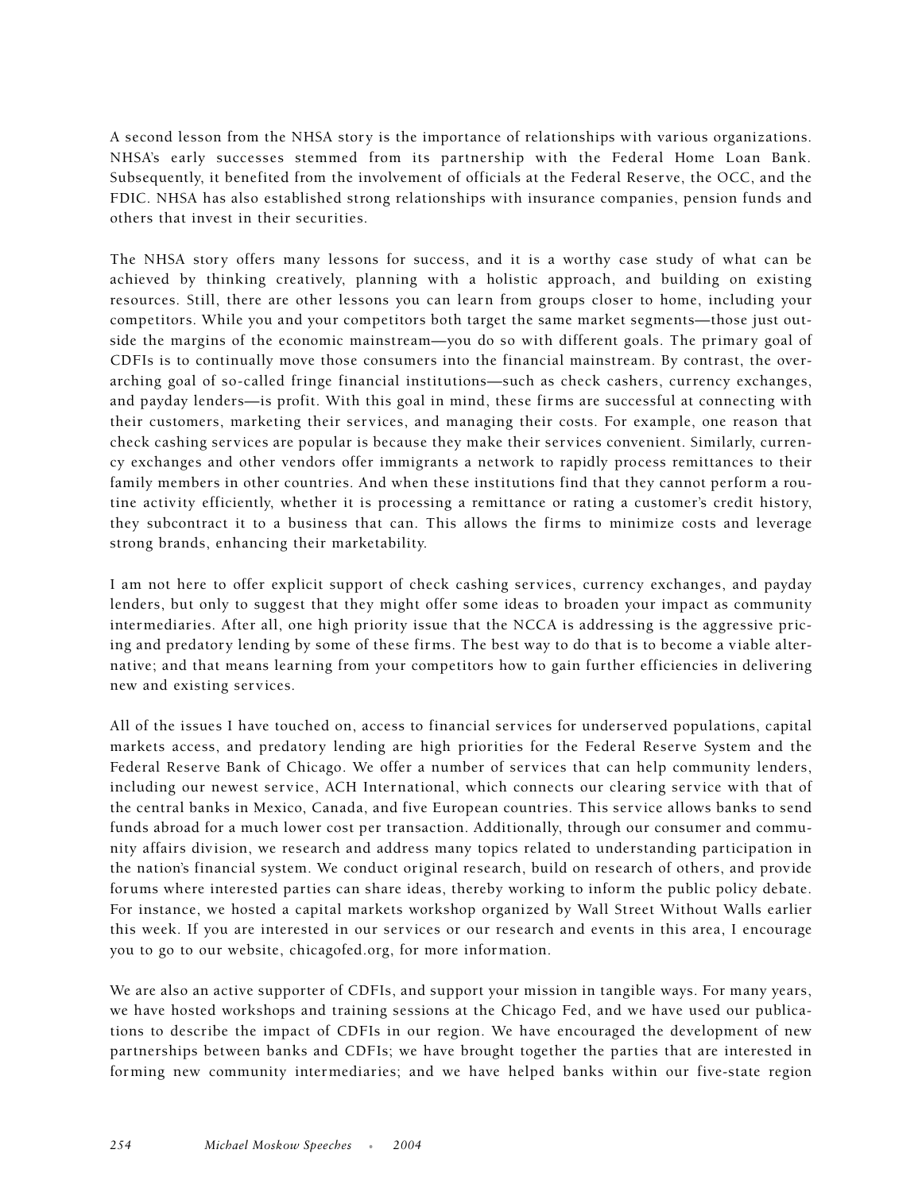A second lesson from the NHSA story is the importance of relationships with various organizations. NHSA's early successes stemmed from its partnership with the Federal Home Loan Bank. Subsequently, it benefited from the involvement of officials at the Federal Reserve, the OCC, and the FDIC. NHSA has also established strong relationships with insurance companies, pension funds and others that invest in their securities.

The NHSA story offers many lessons for success, and it is a worthy case study of what can be achieved by thinking creatively, planning with a holistic approach, and building on existing resources. Still, there are other lessons you can learn from groups closer to home, including your competitors. While you and your competitors both target the same market segments—those just outside the margins of the economic mainstream—you do so with different goals. The primary goal of CDFIs is to continually move those consumers into the financial mainstream. By contrast, the overarching goal of so-called fringe financial institutions—such as check cashers, currency exchanges, and payday lenders—is profit. With this goal in mind, these firms are successful at connecting with their customers, marketing their services, and managing their costs. For example, one reason that check cashing services are popular is because they make their services convenient. Similarly, currency exchanges and other vendors offer immigrants a network to rapidly process remittances to their family members in other countries. And when these institutions find that they cannot perform a routine activity efficiently, whether it is processing a remittance or rating a customer's credit history, they subcontract it to a business that can. This allows the firms to minimize costs and leverage strong brands, enhancing their marketability.

I am not here to offer explicit support of check cashing services, currency exchanges, and payday lenders, but only to suggest that they might offer some ideas to broaden your impact as community intermediaries. After all, one high priority issue that the NCCA is addressing is the aggressive pricing and predatory lending by some of these firms. The best way to do that is to become a viable alternative; and that means learning from your competitors how to gain further efficiencies in delivering new and existing services.

All of the issues I have touched on, access to financial services for underserved populations, capital markets access, and predatory lending are high priorities for the Federal Reserve System and the Federal Reserve Bank of Chicago. We offer a number of services that can help community lenders, including our newest service, ACH International, which connects our clearing service with that of the central banks in Mexico, Canada, and five European countries. This service allows banks to send funds abroad for a much lower cost per transaction. Additionally, through our consumer and community affairs division, we research and address many topics related to understanding participation in the nation's financial system. We conduct original research, build on research of others, and provide forums where interested parties can share ideas, thereby working to inform the public policy debate. For instance, we hosted a capital markets workshop organized by Wall Street Without Walls earlier this week. If you are interested in our services or our research and events in this area, I encourage you to go to our website, chicagofed.org, for more information.

We are also an active supporter of CDFIs, and support your mission in tangible ways. For many years, we have hosted workshops and training sessions at the Chicago Fed, and we have used our publications to describe the impact of CDFIs in our region. We have encouraged the development of new partnerships between banks and CDFIs; we have brought together the parties that are interested in forming new community intermediaries; and we have helped banks within our five-state region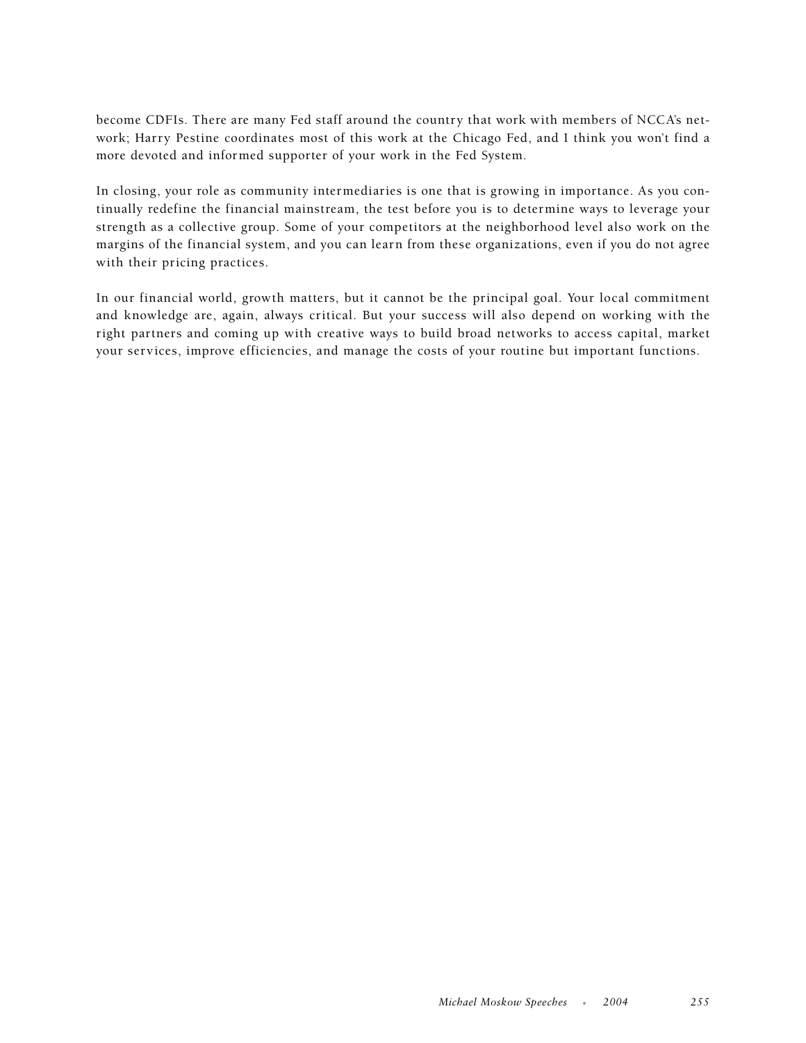become CDFIs. There are many Fed staff around the country that work with members of NCCA's network; Harry Pestine coordinates most of this work at the Chicago Fed, and I think you won't find a more devoted and informed supporter of your work in the Fed System.

In closing, your role as community intermediaries is one that is growing in importance. As you continually redefine the financial mainstream, the test before you is to determine ways to leverage your strength as a collective group. Some of your competitors at the neighborhood level also work on the margins of the financial system, and you can learn from these organizations, even if you do not agree with their pricing practices.

In our financial world, growth matters, but it cannot be the principal goal. Your local commitment and knowledge are, again, always critical. But your success will also depend on working with the right partners and coming up with creative ways to build broad networks to access capital, market your services, improve efficiencies, and manage the costs of your routine but important functions.